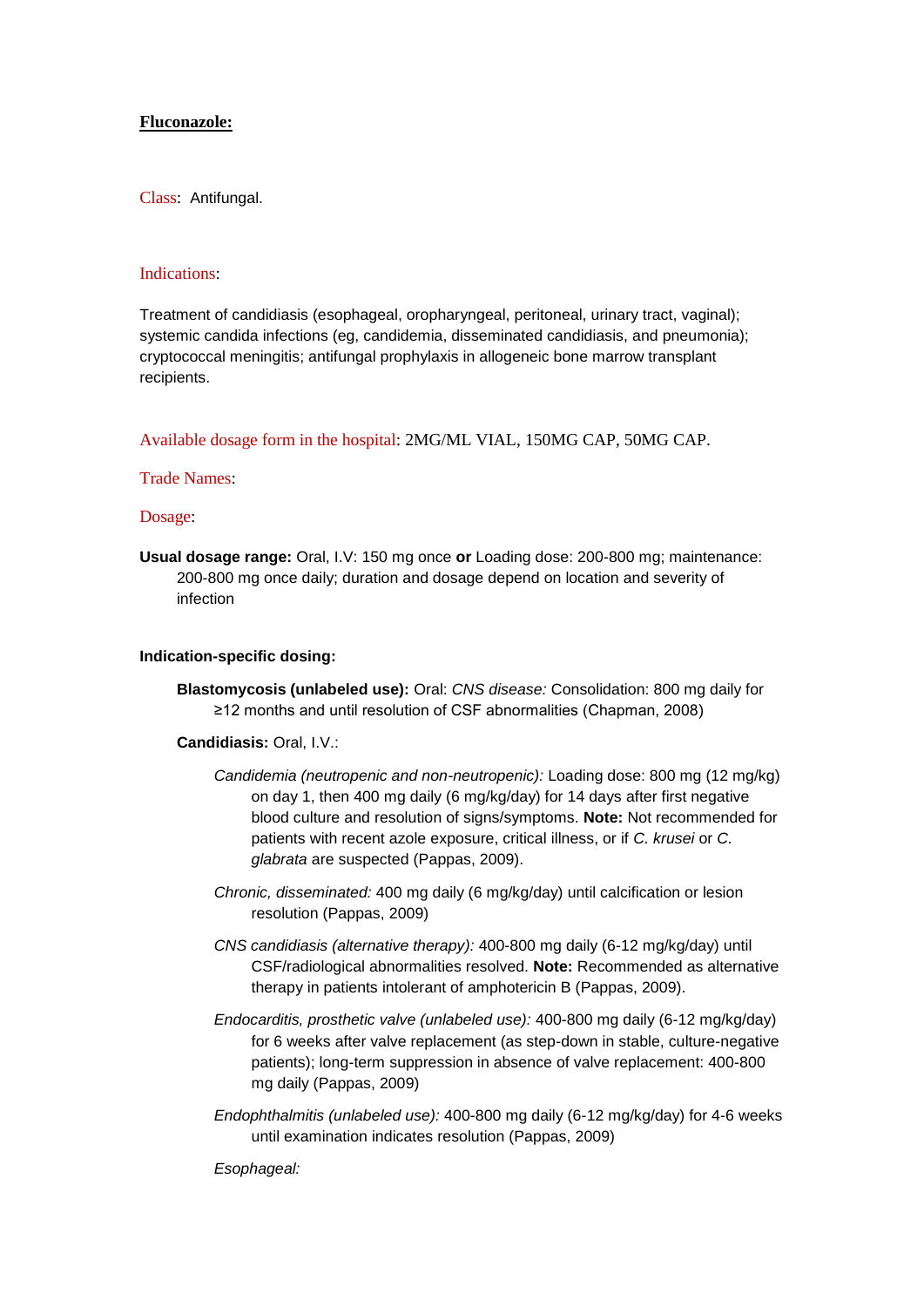# Fluconazole:

Class: Antifungal.

Indications:

Treatment of candidiasis (esophageal, oropharyngeal, peritoneal, urinary tract, vaginal); systemic candida infections (eg, candidemia, disseminated candidiasis, and pneumonia); cryptococcal meningitis; antifungal prophylaxis in allogeneic bone marrow transplant recipients.

Available dosage form in the hospital: 2MG/ML VIAL, 150MG CAP, 50MG CAP.

Trade Names:

Dosage:

**Usual dosage range:** Oral, I.V: 150 mg once **or** Loading dose: 200-800 mg; maintenance: 200-800 mg once daily; duration and dosage depend on location and severity of infection

**Indication-specific dosing:**

**Blastomycosis (unlabeled use):** Oral: *CNS disease:* Consolidation: 800 mg daily for ≥12 months and until resolution of CSF abnormalities (Chapman, 2008)

**Candidiasis:** Oral, I.V.:

*Candidemia (neutropenic and non-neutropenic):* Loading dose: 800 mg (12 mg/kg) on day 1, then 400 mg daily (6 mg/kg/day) for 14 days after first negative blood culture and resolution of signs/symptoms. **Note:** Not recommended for patients with recent azole exposure, critical illness, or if *C. krusei* or *C. glabrata* are suspected (Pappas, 2009).

*Chronic, disseminated:* 400 mg daily (6 mg/kg/day) until calcification or lesion resolution (Pappas, 2009)

*CNS candidiasis (alternative therapy):* 400-800 mg daily (6-12 mg/kg/day) until CSF/radiological abnormalities resolved. **Note:** Recommended as alternative therapy in patients intolerant of amphotericin B (Pappas, 2009).

*Endocarditis, prosthetic valve (unlabeled use):* 400-800 mg daily (6-12 mg/kg/day) for 6 weeks after valve replacement (as step-down in stable, culture-negative patients); long-term suppression in absence of valve replacement: 400-800 mg daily (Pappas, 2009)

*Endophthalmitis (unlabeled use):* 400-800 mg daily (6-12 mg/kg/day) for 4-6 weeks until examination indicates resolution (Pappas, 2009)

*Esophageal:*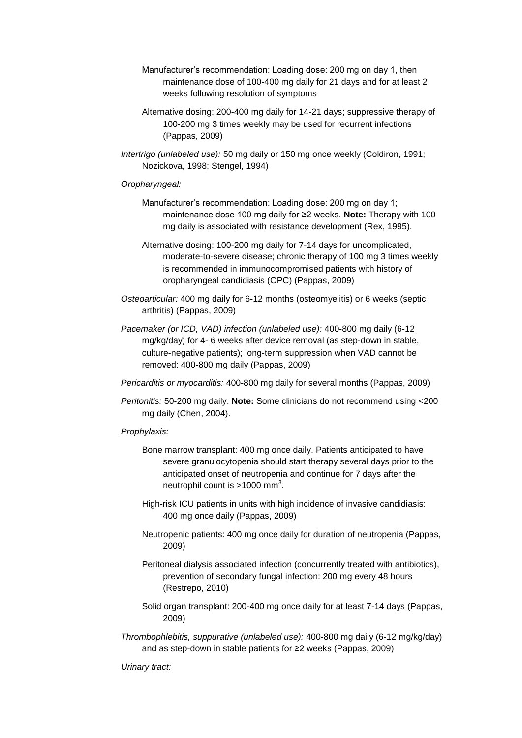- Manufacturer's recommendation: Loading dose: 200 mg on day 1, then maintenance dose of 100-400 mg daily for 21 days and for at least 2 weeks following resolution of symptoms
- Alternative dosing: 200-400 mg daily for 14-21 days; suppressive therapy of 100-200 mg 3 times weekly may be used for recurrent infections (Pappas, 2009)

*Intertrigo (unlabeled use):* 50 mg daily or 150 mg once weekly (Coldiron, 1991; Nozickova, 1998; Stengel, 1994)

*Oropharyngeal:*

- Manufacturer's recommendation: Loading dose: 200 mg on day 1; maintenance dose 100 mg daily for ≥2 weeks. **Note:** Therapy with 100 mg daily is associated with resistance development (Rex, 1995).
- Alternative dosing: 100-200 mg daily for 7-14 days for uncomplicated, moderate-to-severe disease; chronic therapy of 100 mg 3 times weekly is recommended in immunocompromised patients with history of oropharyngeal candidiasis (OPC) (Pappas, 2009)

*Osteoarticular:* 400 mg daily for 6-12 months (osteomyelitis) or 6 weeks (septic arthritis) (Pappas, 2009)

*Pacemaker (or ICD, VAD) infection (unlabeled use):* 400-800 mg daily (6-12 mg/kg/day) for 4- 6 weeks after device removal (as step-down in stable, culture-negative patients); long-term suppression when VAD cannot be removed: 400-800 mg daily (Pappas, 2009)

*Pericarditis or myocarditis:* 400-800 mg daily for several months (Pappas, 2009)

*Peritonitis:* 50-200 mg daily. **Note:** Some clinicians do not recommend using <200 mg daily (Chen, 2004).

*Prophylaxis:*

- Bone marrow transplant: 400 mg once daily. Patients anticipated to have severe granulocytopenia should start therapy several days prior to the anticipated onset of neutropenia and continue for 7 days after the neutrophil count is >1000 $mm^3$.
- High-risk ICU patients in units with high incidence of invasive candidiasis: 400 mg once daily (Pappas, 2009)
- Neutropenic patients: 400 mg once daily for duration of neutropenia (Pappas, 2009)
- Peritoneal dialysis associated infection (concurrently treated with antibiotics), prevention of secondary fungal infection: 200 mg every 48 hours (Restrepo, 2010)
- Solid organ transplant: 200-400 mg once daily for at least 7-14 days (Pappas, 2009)

*Thrombophlebitis, suppurative (unlabeled use):* 400-800 mg daily (6-12 mg/kg/day) and as step-down in stable patients for ≥2 weeks (Pappas, 2009)

*Urinary tract:*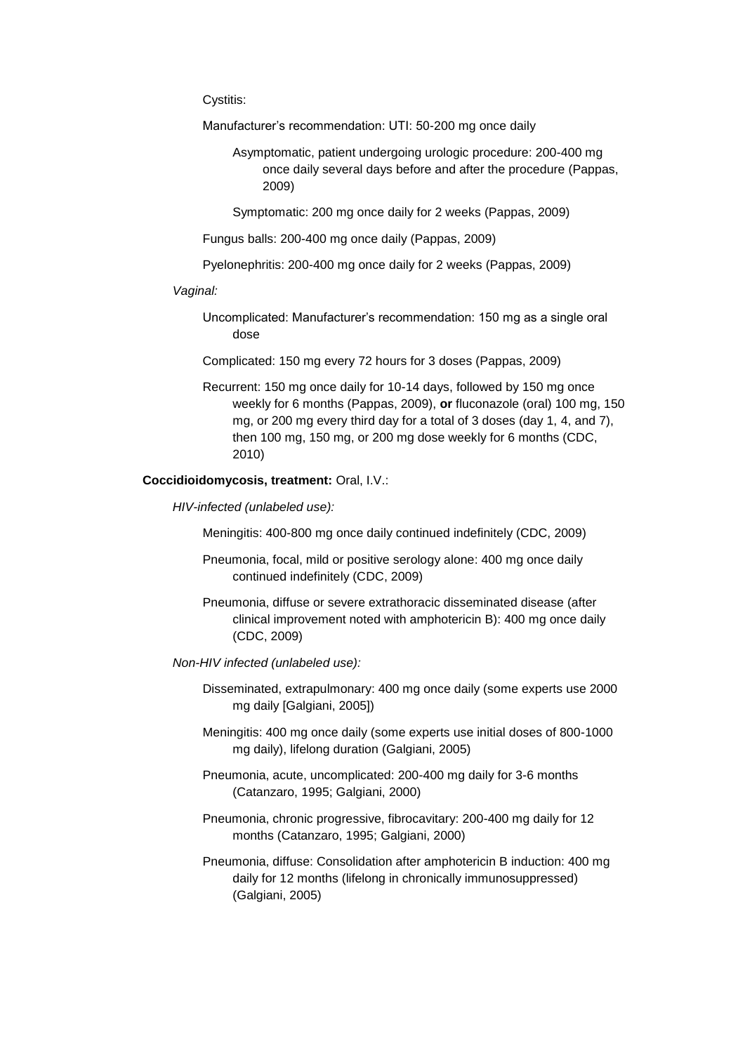Cystitis:

Manufacturer's recommendation: UTI: 50-200 mg once daily

Asymptomatic, patient undergoing urologic procedure: 200-400 mg once daily several days before and after the procedure (Pappas, 2009)

Symptomatic: 200 mg once daily for 2 weeks (Pappas, 2009)

Fungus balls: 200-400 mg once daily (Pappas, 2009)

Pyelonephritis: 200-400 mg once daily for 2 weeks (Pappas, 2009)

*Vaginal:*

Uncomplicated: Manufacturer's recommendation: 150 mg as a single oral dose

Complicated: 150 mg every 72 hours for 3 doses (Pappas, 2009)

Recurrent: 150 mg once daily for 10-14 days, followed by 150 mg once weekly for 6 months (Pappas, 2009), **or** fluconazole (oral) 100 mg, 150 mg, or 200 mg every third day for a total of 3 doses (day 1, 4, and 7), then 100 mg, 150 mg, or 200 mg dose weekly for 6 months (CDC, 2010)

**Coccidioidomycosis, treatment:** Oral, I.V.:

*HIV-infected (unlabeled use):*

Meningitis: 400-800 mg once daily continued indefinitely (CDC, 2009)

Pneumonia, focal, mild or positive serology alone: 400 mg once daily continued indefinitely (CDC, 2009)

Pneumonia, diffuse or severe extrathoracic disseminated disease (after clinical improvement noted with amphotericin B): 400 mg once daily (CDC, 2009)

*Non-HIV infected (unlabeled use):*

Disseminated, extrapulmonary: 400 mg once daily (some experts use 2000 mg daily [Galgiani, 2005])

Meningitis: 400 mg once daily (some experts use initial doses of 800-1000 mg daily), lifelong duration (Galgiani, 2005)

Pneumonia, acute, uncomplicated: 200-400 mg daily for 3-6 months (Catanzaro, 1995; Galgiani, 2000)

Pneumonia, chronic progressive, fibrocavitary: 200-400 mg daily for 12 months (Catanzaro, 1995; Galgiani, 2000)

Pneumonia, diffuse: Consolidation after amphotericin B induction: 400 mg daily for 12 months (lifelong in chronically immunosuppressed) (Galgiani, 2005)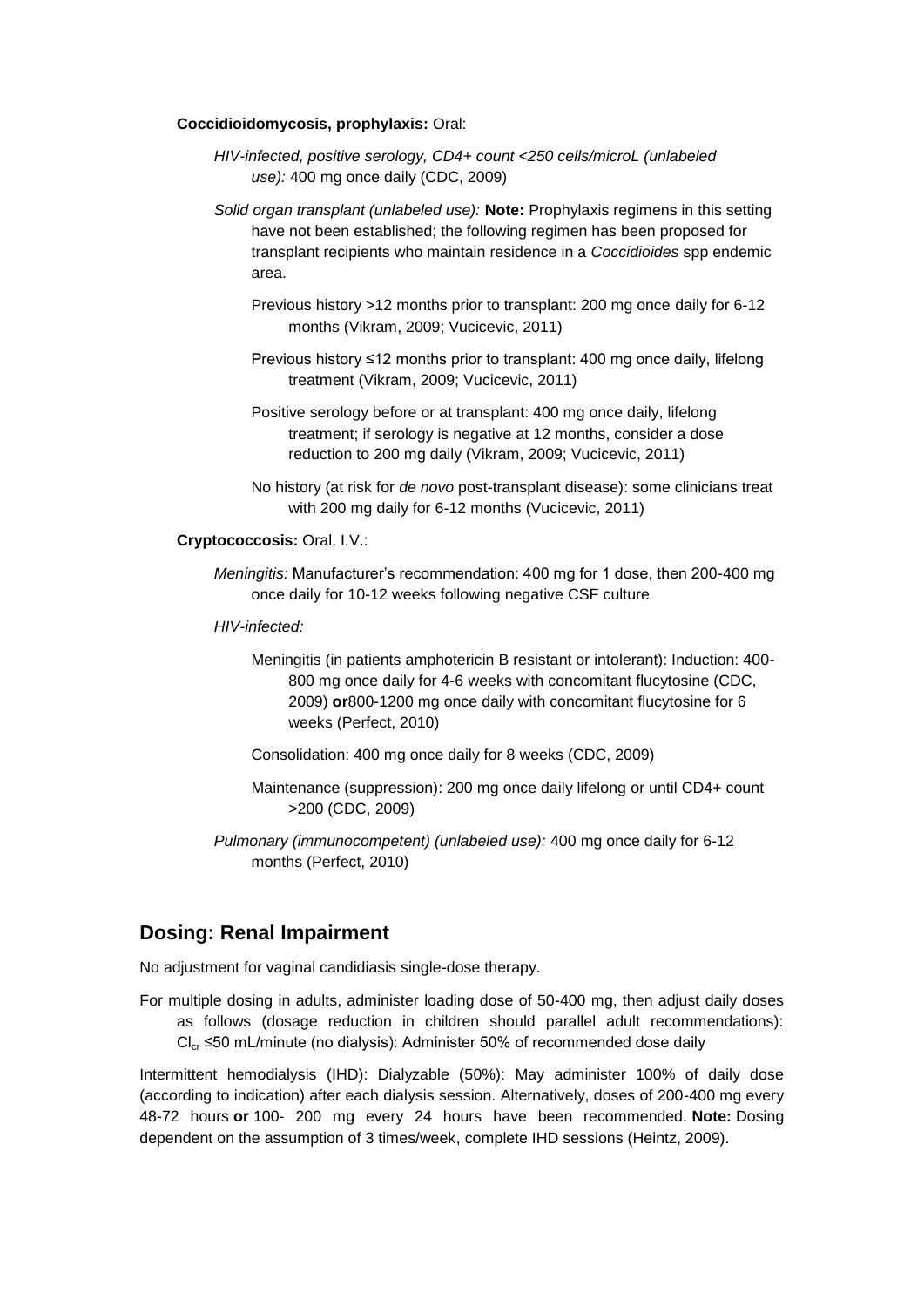**Coccidioidomycosis, prophylaxis:** Oral:

*HIV-infected, positive serology, CD4+ count <250 cells/microL (unlabeled use):* 400 mg once daily (CDC, 2009)

*Solid organ transplant (unlabeled use):* **Note:** Prophylaxis regimens in this setting have not been established; the following regimen has been proposed for transplant recipients who maintain residence in a *Coccidioides* spp endemic area.

Previous history >12 months prior to transplant: 200 mg once daily for 6-12 months (Vikram, 2009; Vucicevic, 2011)

Previous history ≤12 months prior to transplant: 400 mg once daily, lifelong treatment (Vikram, 2009; Vucicevic, 2011)

Positive serology before or at transplant: 400 mg once daily, lifelong treatment; if serology is negative at 12 months, consider a dose reduction to 200 mg daily (Vikram, 2009; Vucicevic, 2011)

No history (at risk for *de novo* post-transplant disease): some clinicians treat with 200 mg daily for 6-12 months (Vucicevic, 2011)

**Cryptococcosis:** Oral, I.V.:

*Meningitis:* Manufacturer's recommendation: 400 mg for 1 dose, then 200-400 mg once daily for 10-12 weeks following negative CSF culture

*HIV-infected:*

Meningitis (in patients amphotericin B resistant or intolerant): Induction: 400-800 mg once daily for 4-6 weeks with concomitant flucytosine (CDC, 2009) **or**800-1200 mg once daily with concomitant flucytosine for 6 weeks (Perfect, 2010)

Consolidation: 400 mg once daily for 8 weeks (CDC, 2009)

Maintenance (suppression): 200 mg once daily lifelong or until CD4+ count >200 (CDC, 2009)

*Pulmonary (immunocompetent) (unlabeled use):* 400 mg once daily for 6-12 months (Perfect, 2010)

## Dosing: Renal Impairment

No adjustment for vaginal candidiasis single-dose therapy.

For multiple dosing in adults, administer loading dose of 50-400 mg, then adjust daily doses as follows (dosage reduction in children should parallel adult recommendations): $Cl_{cr}$ ≤50 mL/minute (no dialysis): Administer 50% of recommended dose daily

Intermittent hemodialysis (IHD): Dialyzable (50%): May administer 100% of daily dose (according to indication) after each dialysis session. Alternatively, doses of 200-400 mg every 48-72 hours **or** 100- 200 mg every 24 hours have been recommended. **Note:** Dosing dependent on the assumption of 3 times/week, complete IHD sessions (Heintz, 2009).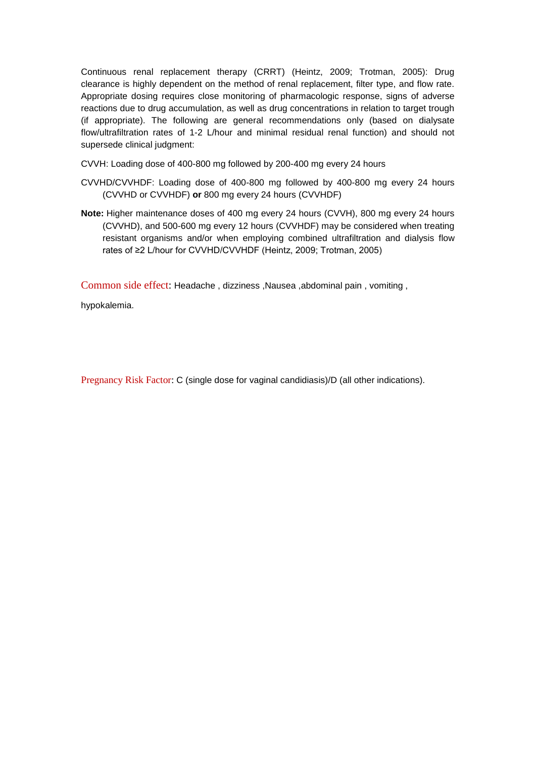Continuous renal replacement therapy (CRRT) (Heintz, 2009; Trotman, 2005): Drug clearance is highly dependent on the method of renal replacement, filter type, and flow rate. Appropriate dosing requires close monitoring of pharmacologic response, signs of adverse reactions due to drug accumulation, as well as drug concentrations in relation to target trough (if appropriate). The following are general recommendations only (based on dialysate flow/ultrafiltration rates of 1-2 L/hour and minimal residual renal function) and should not supersede clinical judgment:

CVVH: Loading dose of 400-800 mg followed by 200-400 mg every 24 hours

CVVHD/CVVHDF: Loading dose of 400-800 mg followed by 400-800 mg every 24 hours (CVVHD or CVVHDF) **or** 800 mg every 24 hours (CVVHDF)

**Note:** Higher maintenance doses of 400 mg every 24 hours (CVVH), 800 mg every 24 hours (CVVHD), and 500-600 mg every 12 hours (CVVHDF) may be considered when treating resistant organisms and/or when employing combined ultrafiltration and dialysis flow rates of ≥2 L/hour for CVVHD/CVVHDF (Heintz, 2009; Trotman, 2005)

Common side effect: Headache , dizziness ,Nausea ,abdominal pain , vomiting , hypokalemia.

Pregnancy Risk Factor: C (single dose for vaginal candidiasis)/D (all other indications).